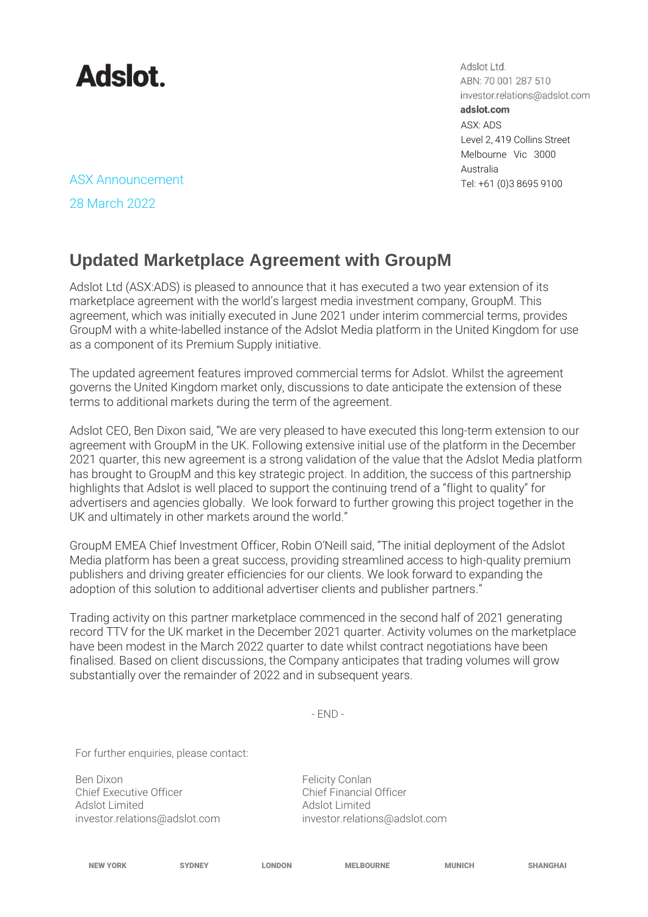**Adslot.**

Adslot Ltd.
ABN: 70 001 287 510
investor.relations@adslot.com
**adslot.com**
ASX: ADS
Level 2, 419 Collins Street
Melbourne Vic 3000
Australia
Tel: +61 (0)3 8695 9100

ASX Announcement

28 March 2022

## Updated Marketplace Agreement with GroupM

Adslot Ltd (ASX:ADS) is pleased to announce that it has executed a two year extension of its marketplace agreement with the world's largest media investment company, GroupM. This agreement, which was initially executed in June 2021 under interim commercial terms, provides GroupM with a white-labelled instance of the Adslot Media platform in the United Kingdom for use as a component of its Premium Supply initiative.

The updated agreement features improved commercial terms for Adslot. Whilst the agreement governs the United Kingdom market only, discussions to date anticipate the extension of these terms to additional markets during the term of the agreement.

Adslot CEO, Ben Dixon said, "We are very pleased to have executed this long-term extension to our agreement with GroupM in the UK. Following extensive initial use of the platform in the December 2021 quarter, this new agreement is a strong validation of the value that the Adslot Media platform has brought to GroupM and this key strategic project. In addition, the success of this partnership highlights that Adslot is well placed to support the continuing trend of a "flight to quality" for advertisers and agencies globally. We look forward to further growing this project together in the UK and ultimately in other markets around the world."

GroupM EMEA Chief Investment Officer, Robin O'Neill said, "The initial deployment of the Adslot Media platform has been a great success, providing streamlined access to high-quality premium publishers and driving greater efficiencies for our clients. We look forward to expanding the adoption of this solution to additional advertiser clients and publisher partners."

Trading activity on this partner marketplace commenced in the second half of 2021 generating record TTV for the UK market in the December 2021 quarter. Activity volumes on the marketplace have been modest in the March 2022 quarter to date whilst contract negotiations have been finalised. Based on client discussions, the Company anticipates that trading volumes will grow substantially over the remainder of 2022 and in subsequent years.

\- END -

For further enquiries, please contact:

Ben Dixon
Chief Executive Officer
Adslot Limited
investor.relations@adslot.com

Felicity Conlan
Chief Financial Officer
Adslot Limited
investor.relations@adslot.com

NEW YORK SYDNEY LONDON MELBOURNE MUNICH SHANGHAI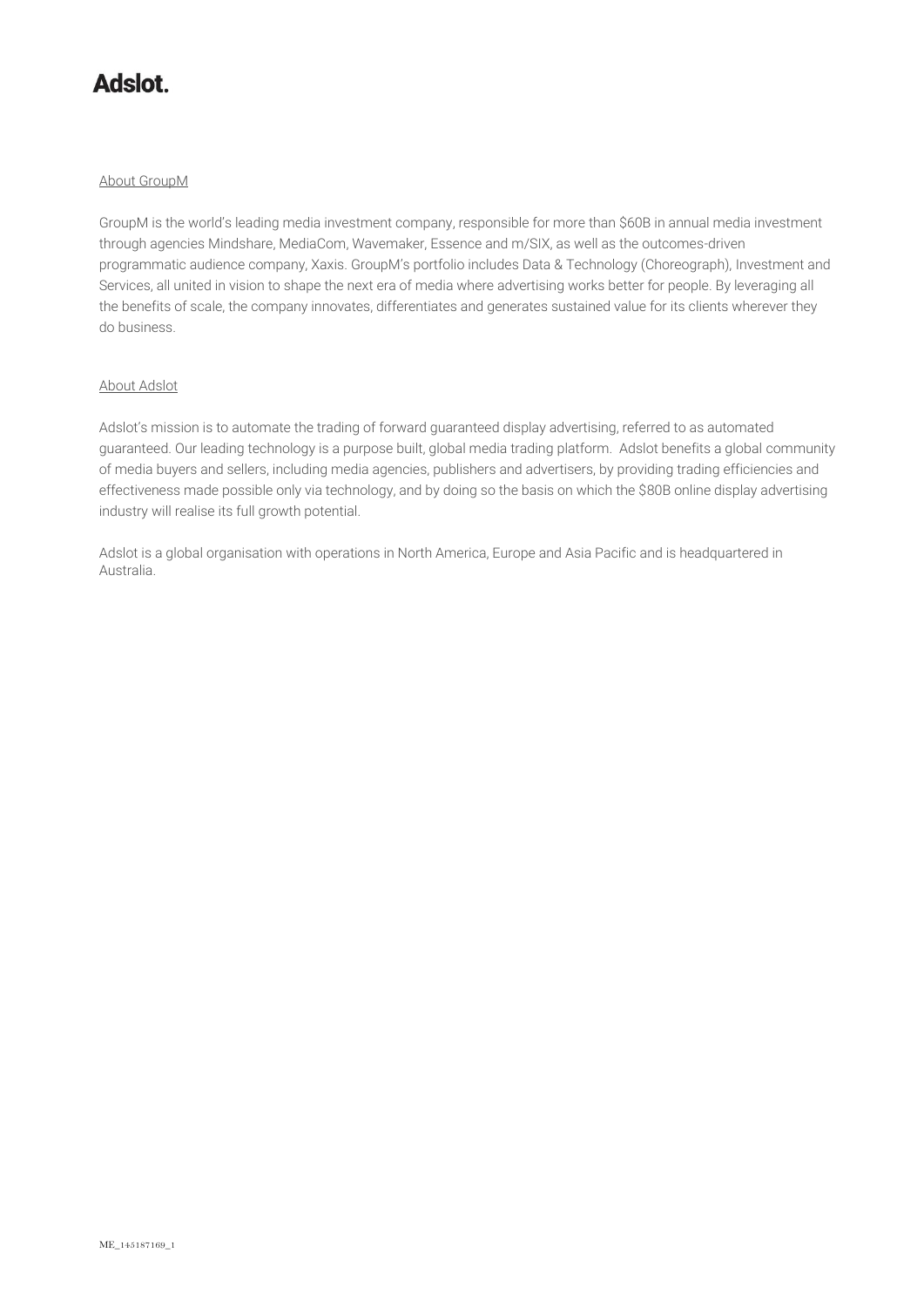Adslot.

About GroupM

GroupM is the world's leading media investment company, responsible for more than $60B in annual media investment through agencies Mindshare, MediaCom, Wavemaker, Essence and m/SIX, as well as the outcomes-driven programmatic audience company, Xaxis. GroupM's portfolio includes Data & Technology (Choreograph), Investment and Services, all united in vision to shape the next era of media where advertising works better for people. By leveraging all the benefits of scale, the company innovates, differentiates and generates sustained value for its clients wherever they do business.

About Adslot

Adslot's mission is to automate the trading of forward guaranteed display advertising, referred to as automated guaranteed. Our leading technology is a purpose built, global media trading platform. Adslot benefits a global community of media buyers and sellers, including media agencies, publishers and advertisers, by providing trading efficiencies and effectiveness made possible only via technology, and by doing so the basis on which the $80B online display advertising industry will realise its full growth potential.

Adslot is a global organisation with operations in North America, Europe and Asia Pacific and is headquartered in Australia.

ME_145187169_1